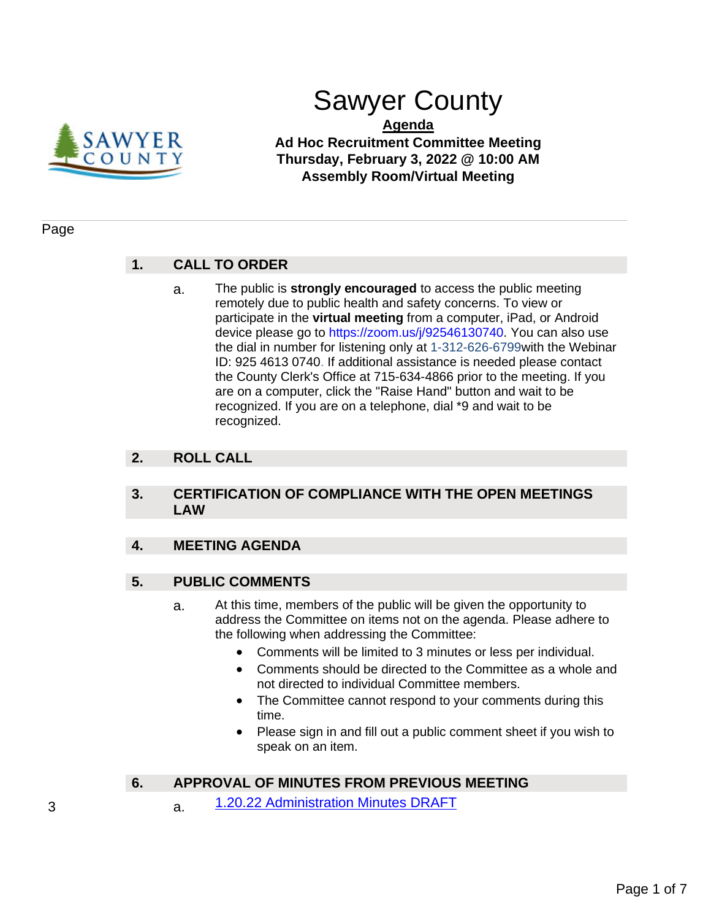# Sawyer County

**Agenda**

**Ad Hoc Recruitment Committee Meeting**
**Thursday, February 3, 2022 @ 10:00 AM**
**Assembly Room/Virtual Meeting**

Page

## 1. CALL TO ORDER

a. The public is **strongly encouraged** to access the public meeting remotely due to public health and safety concerns. To view or participate in the **virtual meeting** from a computer, iPad, or Android device please go to https://zoom.us/j/92546130740. You can also use the dial in number for listening only at 1-312-626-6799with the Webinar ID: 925 4613 0740. If additional assistance is needed please contact the County Clerk's Office at 715-634-4866 prior to the meeting. If you are on a computer, click the "Raise Hand" button and wait to be recognized. If you are on a telephone, dial *9 and wait to be recognized.

## 2. ROLL CALL

## 3. CERTIFICATION OF COMPLIANCE WITH THE OPEN MEETINGS LAW

## 4. MEETING AGENDA

## 5. PUBLIC COMMENTS

a. At this time, members of the public will be given the opportunity to address the Committee on items not on the agenda. Please adhere to the following when addressing the Committee:
   - Comments will be limited to 3 minutes or less per individual.
   - Comments should be directed to the Committee as a whole and not directed to individual Committee members.
   - The Committee cannot respond to your comments during this time.
   - Please sign in and fill out a public comment sheet if you wish to speak on an item.

## 6. APPROVAL OF MINUTES FROM PREVIOUS MEETING

3 a. 1.20.22 Administration Minutes DRAFT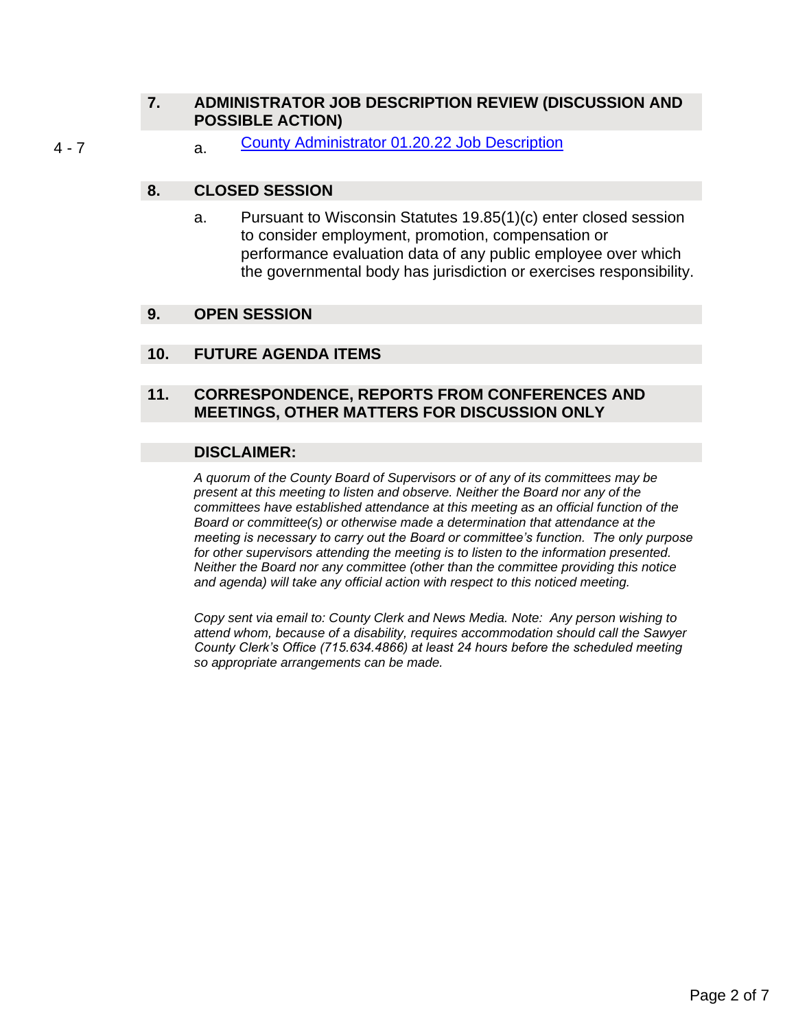## 7. ADMINISTRATOR JOB DESCRIPTION REVIEW (DISCUSSION AND POSSIBLE ACTION)

4 - 7 a. County Administrator 01.20.22 Job Description

## 8. CLOSED SESSION

a. Pursuant to Wisconsin Statutes 19.85(1)(c) enter closed session to consider employment, promotion, compensation or performance evaluation data of any public employee over which the governmental body has jurisdiction or exercises responsibility.

## 9. OPEN SESSION

## 10. FUTURE AGENDA ITEMS

## 11. CORRESPONDENCE, REPORTS FROM CONFERENCES AND MEETINGS, OTHER MATTERS FOR DISCUSSION ONLY

## DISCLAIMER:

*A quorum of the County Board of Supervisors or of any of its committees may be present at this meeting to listen and observe. Neither the Board nor any of the committees have established attendance at this meeting as an official function of the Board or committee(s) or otherwise made a determination that attendance at the meeting is necessary to carry out the Board or committee's function. The only purpose for other supervisors attending the meeting is to listen to the information presented. Neither the Board nor any committee (other than the committee providing this notice and agenda) will take any official action with respect to this noticed meeting.*

*Copy sent via email to: County Clerk and News Media. Note: Any person wishing to attend whom, because of a disability, requires accommodation should call the Sawyer County Clerk's Office (715.634.4866) at least 24 hours before the scheduled meeting so appropriate arrangements can be made.*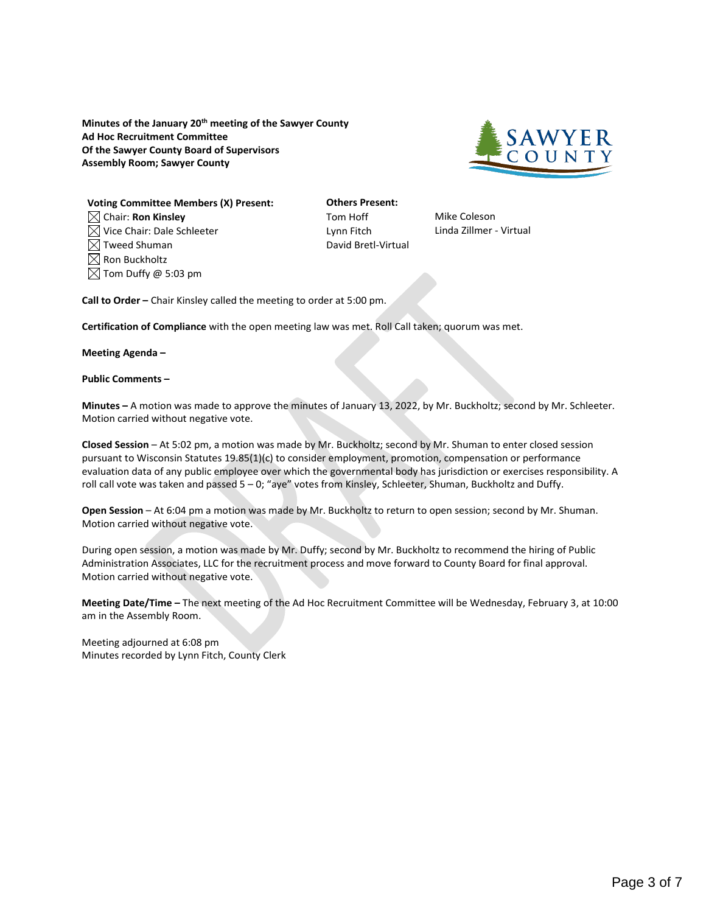**Minutes of the January 20th meeting of the Sawyer County**
**Ad Hoc Recruitment Committee**
**Of the Sawyer County Board of Supervisors**
**Assembly Room; Sawyer County**

**Voting Committee Members (X) Present:**

- ☒ Chair: **Ron Kinsley**
- ☒ Vice Chair: Dale Schleeter
- ☒ Tweed Shuman
- ☒ Ron Buckholtz
- ☒ Tom Duffy @ 5:03 pm

**Others Present:**

Tom Hoff
Lynn Fitch
David Bretl-Virtual
Mike Coleson
Linda Zillmer - Virtual

**Call to Order –** Chair Kinsley called the meeting to order at 5:00 pm.

**Certification of Compliance** with the open meeting law was met. Roll Call taken; quorum was met.

**Meeting Agenda –**

**Public Comments –**

**Minutes –** A motion was made to approve the minutes of January 13, 2022, by Mr. Buckholtz; second by Mr. Schleeter. Motion carried without negative vote.

**Closed Session** – At 5:02 pm, a motion was made by Mr. Buckholtz; second by Mr. Shuman to enter closed session pursuant to Wisconsin Statutes 19.85(1)(c) to consider employment, promotion, compensation or performance evaluation data of any public employee over which the governmental body has jurisdiction or exercises responsibility. A roll call vote was taken and passed 5 – 0; "aye" votes from Kinsley, Schleeter, Shuman, Buckholtz and Duffy.

**Open Session** – At 6:04 pm a motion was made by Mr. Buckholtz to return to open session; second by Mr. Shuman. Motion carried without negative vote.

During open session, a motion was made by Mr. Duffy; second by Mr. Buckholtz to recommend the hiring of Public Administration Associates, LLC for the recruitment process and move forward to County Board for final approval. Motion carried without negative vote.

**Meeting Date/Time –** The next meeting of the Ad Hoc Recruitment Committee will be Wednesday, February 3, at 10:00 am in the Assembly Room.

Meeting adjourned at 6:08 pm
Minutes recorded by Lynn Fitch, County Clerk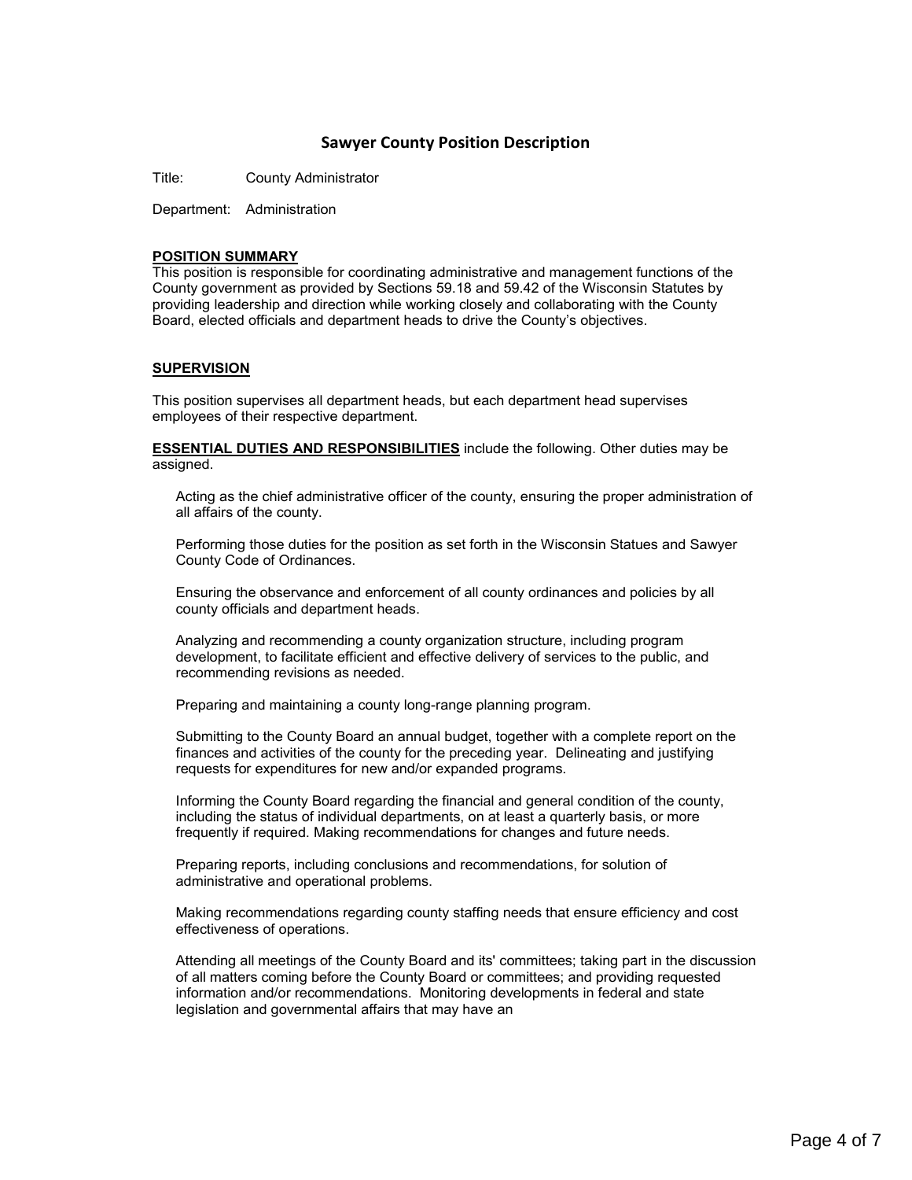## Sawyer County Position Description

Title: County Administrator

Department: Administration

**POSITION SUMMARY**

This position is responsible for coordinating administrative and management functions of the County government as provided by Sections 59.18 and 59.42 of the Wisconsin Statutes by providing leadership and direction while working closely and collaborating with the County Board, elected officials and department heads to drive the County's objectives.

**SUPERVISION**

This position supervises all department heads, but each department head supervises employees of their respective department.

**ESSENTIAL DUTIES AND RESPONSIBILITIES** include the following. Other duties may be assigned.

Acting as the chief administrative officer of the county, ensuring the proper administration of all affairs of the county.

Performing those duties for the position as set forth in the Wisconsin Statues and Sawyer County Code of Ordinances.

Ensuring the observance and enforcement of all county ordinances and policies by all county officials and department heads.

Analyzing and recommending a county organization structure, including program development, to facilitate efficient and effective delivery of services to the public, and recommending revisions as needed.

Preparing and maintaining a county long-range planning program.

Submitting to the County Board an annual budget, together with a complete report on the finances and activities of the county for the preceding year. Delineating and justifying requests for expenditures for new and/or expanded programs.

Informing the County Board regarding the financial and general condition of the county, including the status of individual departments, on at least a quarterly basis, or more frequently if required. Making recommendations for changes and future needs.

Preparing reports, including conclusions and recommendations, for solution of administrative and operational problems.

Making recommendations regarding county staffing needs that ensure efficiency and cost effectiveness of operations.

Attending all meetings of the County Board and its' committees; taking part in the discussion of all matters coming before the County Board or committees; and providing requested information and/or recommendations. Monitoring developments in federal and state legislation and governmental affairs that may have an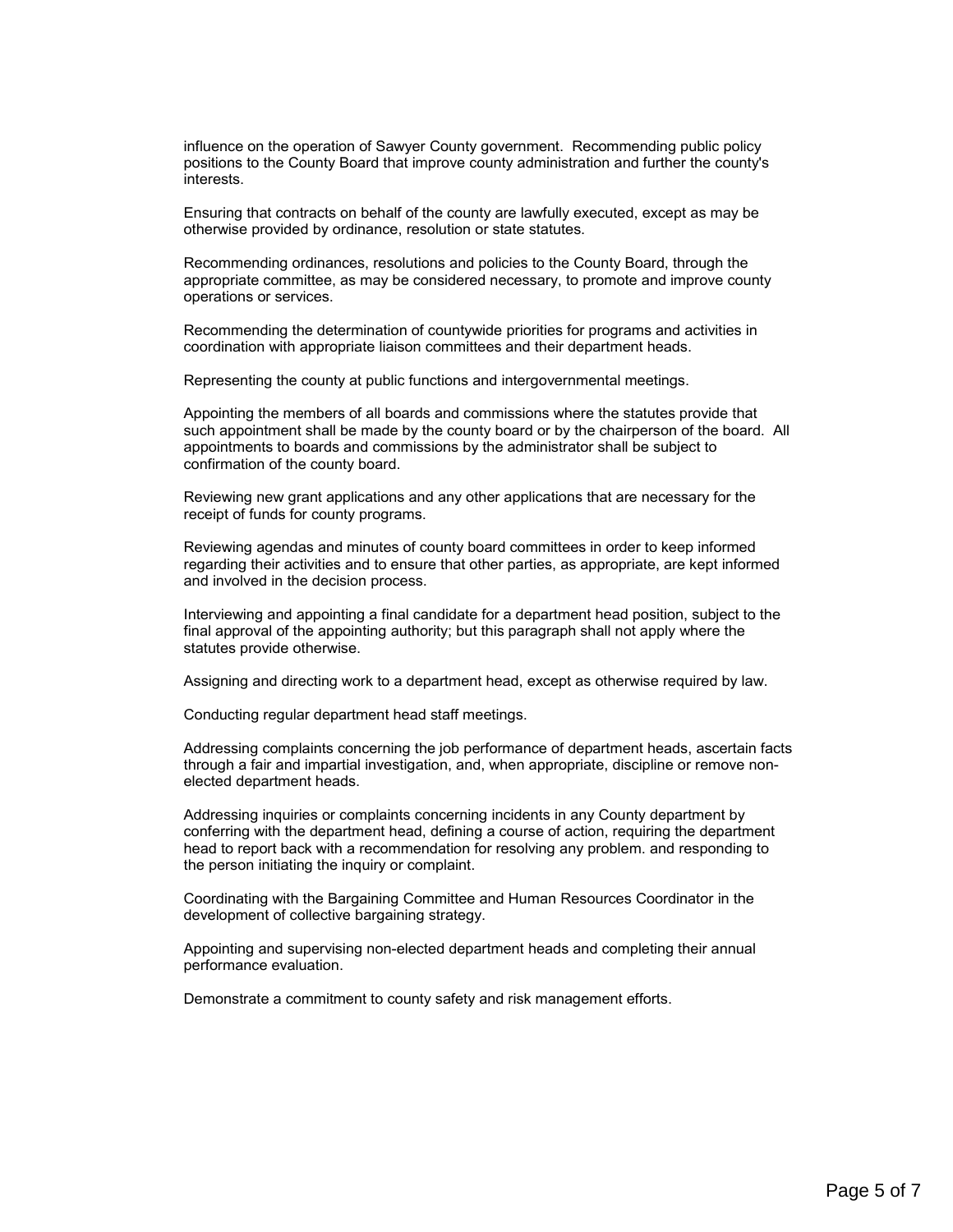influence on the operation of Sawyer County government. Recommending public policy positions to the County Board that improve county administration and further the county's interests.

Ensuring that contracts on behalf of the county are lawfully executed, except as may be otherwise provided by ordinance, resolution or state statutes.

Recommending ordinances, resolutions and policies to the County Board, through the appropriate committee, as may be considered necessary, to promote and improve county operations or services.

Recommending the determination of countywide priorities for programs and activities in coordination with appropriate liaison committees and their department heads.

Representing the county at public functions and intergovernmental meetings.

Appointing the members of all boards and commissions where the statutes provide that such appointment shall be made by the county board or by the chairperson of the board. All appointments to boards and commissions by the administrator shall be subject to confirmation of the county board.

Reviewing new grant applications and any other applications that are necessary for the receipt of funds for county programs.

Reviewing agendas and minutes of county board committees in order to keep informed regarding their activities and to ensure that other parties, as appropriate, are kept informed and involved in the decision process.

Interviewing and appointing a final candidate for a department head position, subject to the final approval of the appointing authority; but this paragraph shall not apply where the statutes provide otherwise.

Assigning and directing work to a department head, except as otherwise required by law.

Conducting regular department head staff meetings.

Addressing complaints concerning the job performance of department heads, ascertain facts through a fair and impartial investigation, and, when appropriate, discipline or remove non-elected department heads.

Addressing inquiries or complaints concerning incidents in any County department by conferring with the department head, defining a course of action, requiring the department head to report back with a recommendation for resolving any problem. and responding to the person initiating the inquiry or complaint.

Coordinating with the Bargaining Committee and Human Resources Coordinator in the development of collective bargaining strategy.

Appointing and supervising non-elected department heads and completing their annual performance evaluation.

Demonstrate a commitment to county safety and risk management efforts.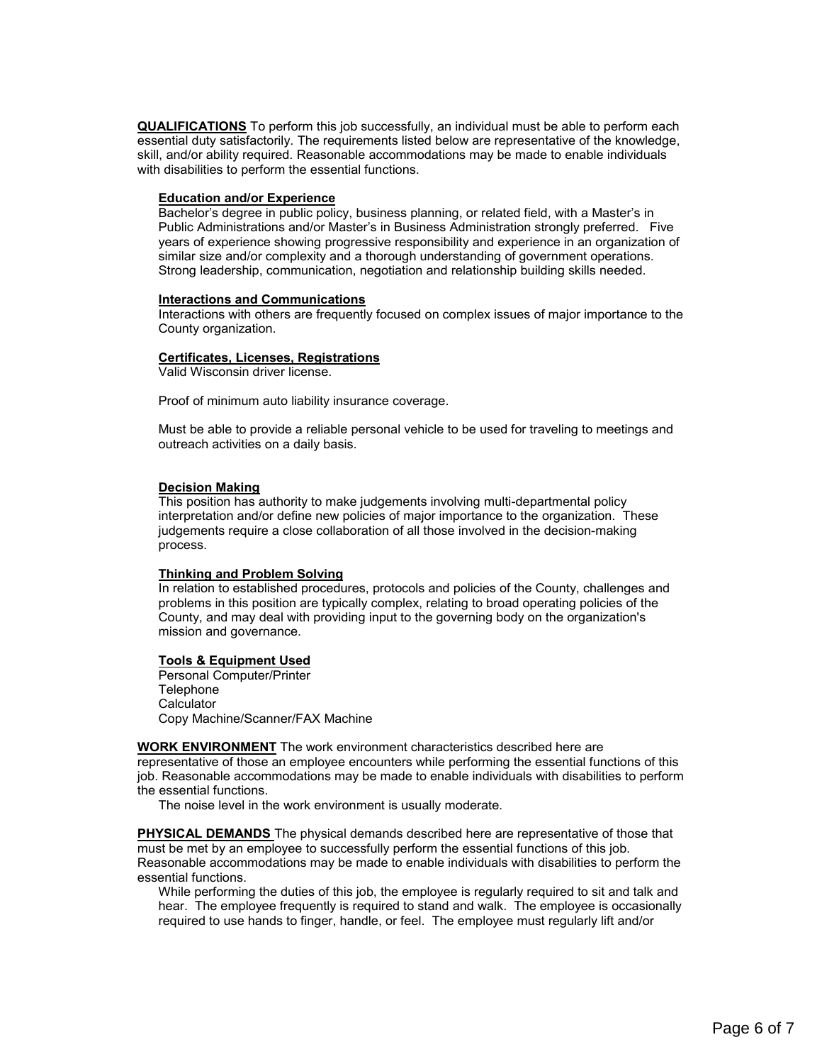**QUALIFICATIONS** To perform this job successfully, an individual must be able to perform each essential duty satisfactorily. The requirements listed below are representative of the knowledge, skill, and/or ability required. Reasonable accommodations may be made to enable individuals with disabilities to perform the essential functions.

**Education and/or Experience**

Bachelor's degree in public policy, business planning, or related field, with a Master's in Public Administrations and/or Master's in Business Administration strongly preferred. Five years of experience showing progressive responsibility and experience in an organization of similar size and/or complexity and a thorough understanding of government operations. Strong leadership, communication, negotiation and relationship building skills needed.

**Interactions and Communications**

Interactions with others are frequently focused on complex issues of major importance to the County organization.

**Certificates, Licenses, Registrations**

Valid Wisconsin driver license.

Proof of minimum auto liability insurance coverage.

Must be able to provide a reliable personal vehicle to be used for traveling to meetings and outreach activities on a daily basis.

**Decision Making**

This position has authority to make judgements involving multi-departmental policy interpretation and/or define new policies of major importance to the organization. These judgements require a close collaboration of all those involved in the decision-making process.

**Thinking and Problem Solving**

In relation to established procedures, protocols and policies of the County, challenges and problems in this position are typically complex, relating to broad operating policies of the County, and may deal with providing input to the governing body on the organization's mission and governance.

**Tools & Equipment Used**

Personal Computer/Printer
Telephone
Calculator
Copy Machine/Scanner/FAX Machine

**WORK ENVIRONMENT** The work environment characteristics described here are representative of those an employee encounters while performing the essential functions of this job. Reasonable accommodations may be made to enable individuals with disabilities to perform the essential functions.

The noise level in the work environment is usually moderate.

**PHYSICAL DEMANDS** The physical demands described here are representative of those that must be met by an employee to successfully perform the essential functions of this job. Reasonable accommodations may be made to enable individuals with disabilities to perform the essential functions.

While performing the duties of this job, the employee is regularly required to sit and talk and hear. The employee frequently is required to stand and walk. The employee is occasionally required to use hands to finger, handle, or feel. The employee must regularly lift and/or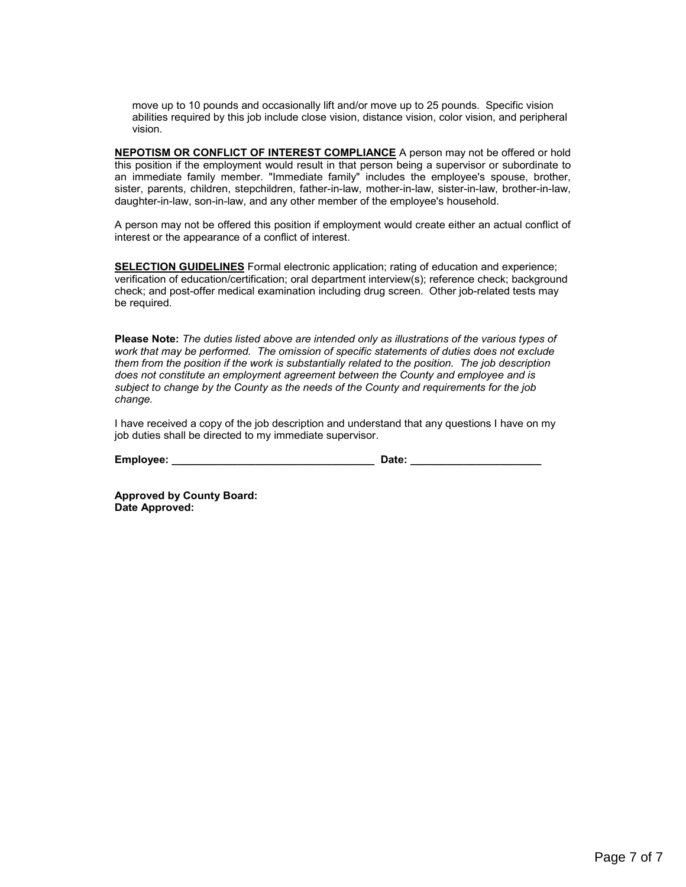move up to 10 pounds and occasionally lift and/or move up to 25 pounds. Specific vision abilities required by this job include close vision, distance vision, color vision, and peripheral vision.

**NEPOTISM OR CONFLICT OF INTEREST COMPLIANCE** A person may not be offered or hold this position if the employment would result in that person being a supervisor or subordinate to an immediate family member. "Immediate family" includes the employee's spouse, brother, sister, parents, children, stepchildren, father-in-law, mother-in-law, sister-in-law, brother-in-law, daughter-in-law, son-in-law, and any other member of the employee's household.

A person may not be offered this position if employment would create either an actual conflict of interest or the appearance of a conflict of interest.

**SELECTION GUIDELINES** Formal electronic application; rating of education and experience; verification of education/certification; oral department interview(s); reference check; background check; and post-offer medical examination including drug screen. Other job-related tests may be required.

**Please Note:** *The duties listed above are intended only as illustrations of the various types of work that may be performed. The omission of specific statements of duties does not exclude them from the position if the work is substantially related to the position. The job description does not constitute an employment agreement between the County and employee and is subject to change by the County as the needs of the County and requirements for the job change.*

I have received a copy of the job description and understand that any questions I have on my job duties shall be directed to my immediate supervisor.

**Employee:** ___________________________________ **Date:** ______________________

**Approved by County Board:**
**Date Approved:**